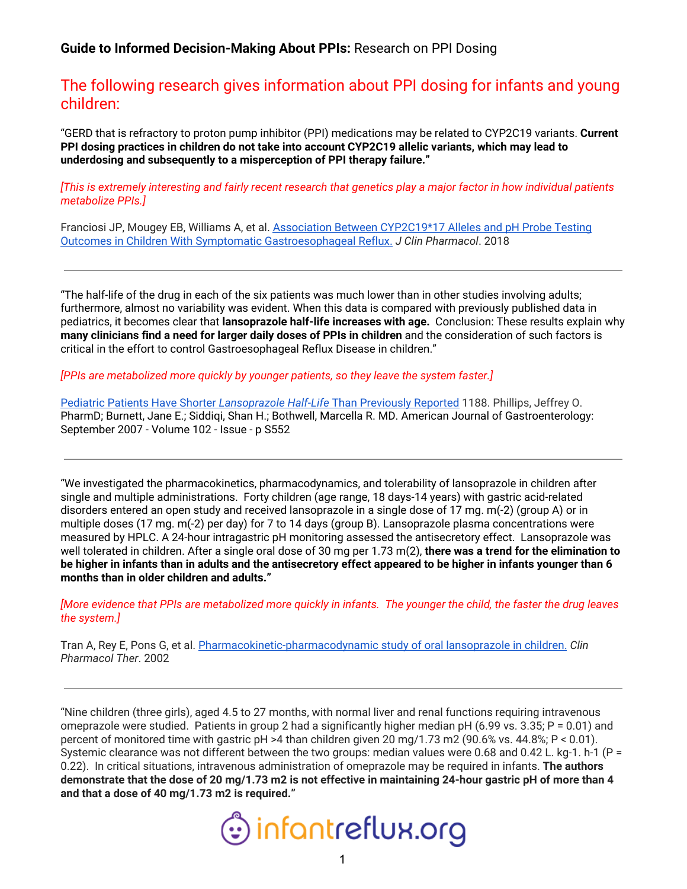**Guide to Informed Decision-Making About PPIs:** Research on PPI Dosing

## The following research gives information about PPI dosing for infants and young children:

"GERD that is refractory to proton pump inhibitor (PPI) medications may be related to CYP2C19 variants. **Current PPI dosing practices in children do not take into account CYP2C19 allelic variants, which may lead to underdosing and subsequently to a misperception of PPI therapy failure."**

*[This is extremely interesting and fairly recent research that genetics play a major factor in how individual patients metabolize PPIs.]*

Franciosi JP, Mougey EB, Williams A, et al. Association Between CYP2C19*17 Alleles and pH Probe Testing Outcomes in Children With Symptomatic Gastroesophageal Reflux. *J Clin Pharmacol*. 2018

---

"The half-life of the drug in each of the six patients was much lower than in other studies involving adults; furthermore, almost no variability was evident. When this data is compared with previously published data in pediatrics, it becomes clear that **lansoprazole half-life increases with age.** Conclusion: These results explain why **many clinicians find a need for larger daily doses of PPIs in children** and the consideration of such factors is critical in the effort to control Gastroesophageal Reflux Disease in children."

*[PPIs are metabolized more quickly by younger patients, so they leave the system faster.]*

Pediatric Patients Have Shorter *Lansoprazole Half-Life* Than Previously Reported 1188. Phillips, Jeffrey O. PharmD; Burnett, Jane E.; Siddiqi, Shan H.; Bothwell, Marcella R. MD. American Journal of Gastroenterology: September 2007 - Volume 102 - Issue - p S552

---

"We investigated the pharmacokinetics, pharmacodynamics, and tolerability of lansoprazole in children after single and multiple administrations. Forty children (age range, 18 days-14 years) with gastric acid-related disorders entered an open study and received lansoprazole in a single dose of 17 mg. m(-2) (group A) or in multiple doses (17 mg. m(-2) per day) for 7 to 14 days (group B). Lansoprazole plasma concentrations were measured by HPLC. A 24-hour intragastric pH monitoring assessed the antisecretory effect. Lansoprazole was well tolerated in children. After a single oral dose of 30 mg per 1.73 m(2), **there was a trend for the elimination to be higher in infants than in adults and the antisecretory effect appeared to be higher in infants younger than 6 months than in older children and adults."**

*[More evidence that PPIs are metabolized more quickly in infants. The younger the child, the faster the drug leaves the system.]*

Tran A, Rey E, Pons G, et al. Pharmacokinetic-pharmacodynamic study of oral lansoprazole in children. *Clin Pharmacol Ther*. 2002

---

"Nine children (three girls), aged 4.5 to 27 months, with normal liver and renal functions requiring intravenous omeprazole were studied. Patients in group 2 had a significantly higher median pH (6.99 vs. 3.35; P = 0.01) and percent of monitored time with gastric pH >4 than children given 20 mg/1.73 m2 (90.6% vs. 44.8%; P < 0.01). Systemic clearance was not different between the two groups: median values were 0.68 and 0.42 L. kg-1. h-1 (P = 0.22). In critical situations, intravenous administration of omeprazole may be required in infants. **The authors demonstrate that the dose of 20 mg/1.73 m2 is not effective in maintaining 24-hour gastric pH of more than 4 and that a dose of 40 mg/1.73 m2 is required."**

infantreflux.org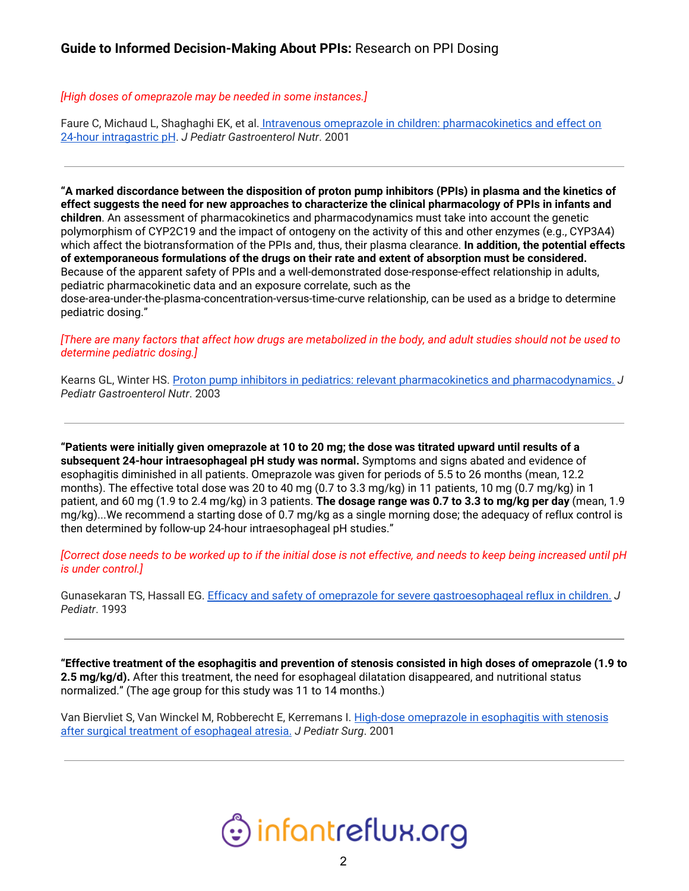*[High doses of omeprazole may be needed in some instances.]*

Faure C, Michaud L, Shaghaghi EK, et al. [Intravenous omeprazole in children: pharmacokinetics and effect on 24-hour intragastric pH](). *J Pediatr Gastroenterol Nutr*. 2001

---

**"A marked discordance between the disposition of proton pump inhibitors (PPIs) in plasma and the kinetics of effect suggests the need for new approaches to characterize the clinical pharmacology of PPIs in infants and children**. An assessment of pharmacokinetics and pharmacodynamics must take into account the genetic polymorphism of CYP2C19 and the impact of ontogeny on the activity of this and other enzymes (e.g., CYP3A4) which affect the biotransformation of the PPIs and, thus, their plasma clearance. **In addition, the potential effects of extemporaneous formulations of the drugs on their rate and extent of absorption must be considered.** Because of the apparent safety of PPIs and a well-demonstrated dose-response-effect relationship in adults, pediatric pharmacokinetic data and an exposure correlate, such as the dose-area-under-the-plasma-concentration-versus-time-curve relationship, can be used as a bridge to determine pediatric dosing."

*[There are many factors that affect how drugs are metabolized in the body, and adult studies should not be used to determine pediatric dosing.]*

Kearns GL, Winter HS. [Proton pump inhibitors in pediatrics: relevant pharmacokinetics and pharmacodynamics.]() *J Pediatr Gastroenterol Nutr*. 2003

---

**"Patients were initially given omeprazole at 10 to 20 mg; the dose was titrated upward until results of a subsequent 24-hour intraesophageal pH study was normal.** Symptoms and signs abated and evidence of esophagitis diminished in all patients. Omeprazole was given for periods of 5.5 to 26 months (mean, 12.2 months). The effective total dose was 20 to 40 mg (0.7 to 3.3 mg/kg) in 11 patients, 10 mg (0.7 mg/kg) in 1 patient, and 60 mg (1.9 to 2.4 mg/kg) in 3 patients. **The dosage range was 0.7 to 3.3 to mg/kg per day** (mean, 1.9 mg/kg)...We recommend a starting dose of 0.7 mg/kg as a single morning dose; the adequacy of reflux control is then determined by follow-up 24-hour intraesophageal pH studies."

*[Correct dose needs to be worked up to if the initial dose is not effective, and needs to keep being increased until pH is under control.]*

Gunasekaran TS, Hassall EG. [Efficacy and safety of omeprazole for severe gastroesophageal reflux in children.]() *J Pediatr*. 1993

---

**"Effective treatment of the esophagitis and prevention of stenosis consisted in high doses of omeprazole (1.9 to 2.5 mg/kg/d).** After this treatment, the need for esophageal dilatation disappeared, and nutritional status normalized." (The age group for this study was 11 to 14 months.)

Van Biervliet S, Van Winckel M, Robberecht E, Kerremans I. [High-dose omeprazole in esophagitis with stenosis after surgical treatment of esophageal atresia.]() *J Pediatr Surg*. 2001

---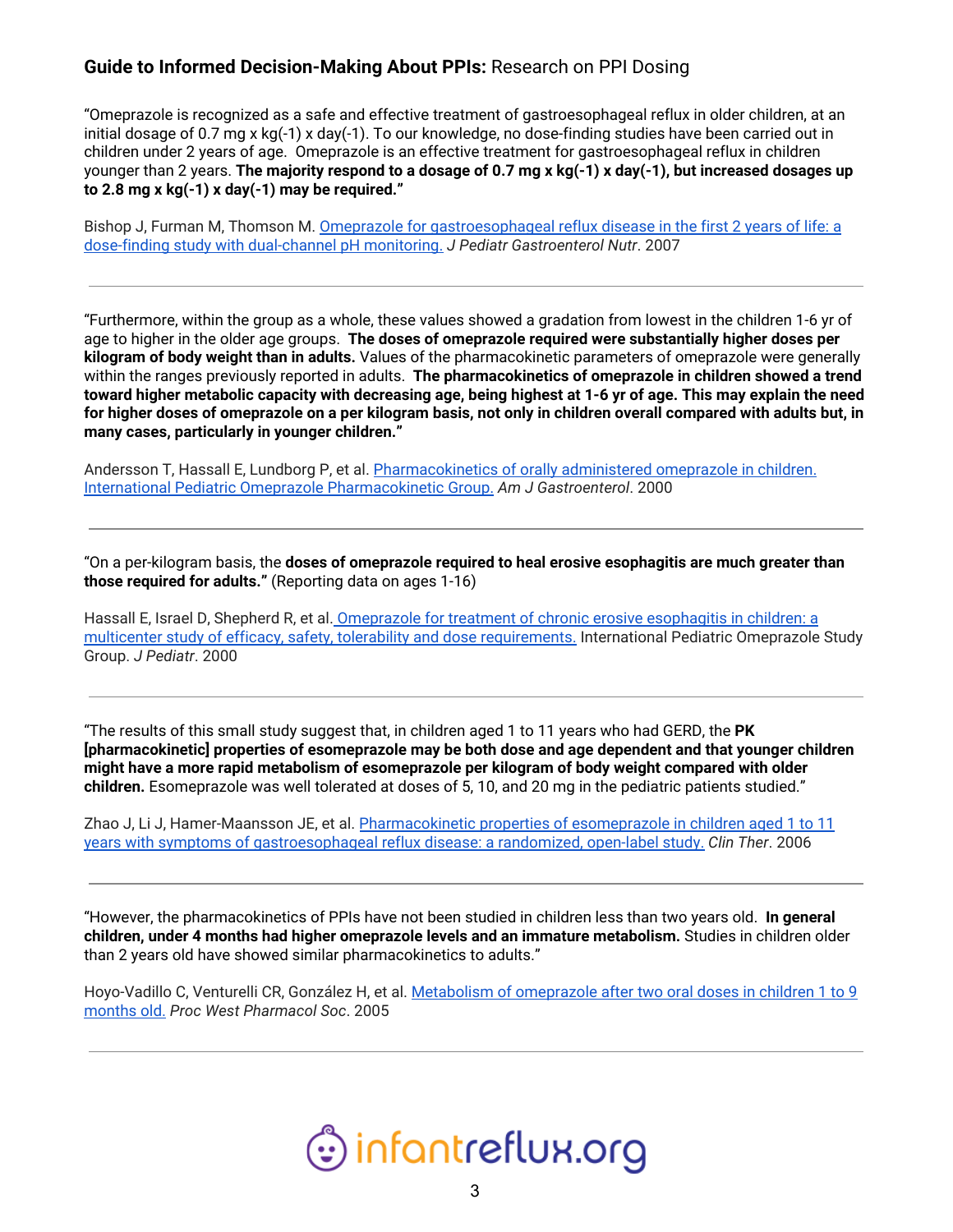**Guide to Informed Decision-Making About PPIs:** Research on PPI Dosing

"Omeprazole is recognized as a safe and effective treatment of gastroesophageal reflux in older children, at an initial dosage of 0.7 mg x kg(-1) x day(-1). To our knowledge, no dose-finding studies have been carried out in children under 2 years of age. Omeprazole is an effective treatment for gastroesophageal reflux in children younger than 2 years. **The majority respond to a dosage of 0.7 mg x kg(-1) x day(-1), but increased dosages up to 2.8 mg x kg(-1) x day(-1) may be required."**

Bishop J, Furman M, Thomson M. [Omeprazole for gastroesophageal reflux disease in the first 2 years of life: a dose-finding study with dual-channel pH monitoring.]() *J Pediatr Gastroenterol Nutr*. 2007

---

"Furthermore, within the group as a whole, these values showed a gradation from lowest in the children 1-6 yr of age to higher in the older age groups. **The doses of omeprazole required were substantially higher doses per kilogram of body weight than in adults.** Values of the pharmacokinetic parameters of omeprazole were generally within the ranges previously reported in adults. **The pharmacokinetics of omeprazole in children showed a trend toward higher metabolic capacity with decreasing age, being highest at 1-6 yr of age. This may explain the need for higher doses of omeprazole on a per kilogram basis, not only in children overall compared with adults but, in many cases, particularly in younger children."**

Andersson T, Hassall E, Lundborg P, et al. [Pharmacokinetics of orally administered omeprazole in children. International Pediatric Omeprazole Pharmacokinetic Group.]() *Am J Gastroenterol*. 2000

---

"On a per-kilogram basis, the **doses of omeprazole required to heal erosive esophagitis are much greater than those required for adults."** (Reporting data on ages 1-16)

Hassall E, Israel D, Shepherd R, et al. [Omeprazole for treatment of chronic erosive esophagitis in children: a multicenter study of efficacy, safety, tolerability and dose requirements.]() International Pediatric Omeprazole Study Group. *J Pediatr*. 2000

---

"The results of this small study suggest that, in children aged 1 to 11 years who had GERD, the **PK [pharmacokinetic] properties of esomeprazole may be both dose and age dependent and that younger children might have a more rapid metabolism of esomeprazole per kilogram of body weight compared with older children.** Esomeprazole was well tolerated at doses of 5, 10, and 20 mg in the pediatric patients studied."

Zhao J, Li J, Hamer-Maansson JE, et al. [Pharmacokinetic properties of esomeprazole in children aged 1 to 11 years with symptoms of gastroesophageal reflux disease: a randomized, open-label study.]() *Clin Ther*. 2006

---

"However, the pharmacokinetics of PPIs have not been studied in children less than two years old. **In general children, under 4 months had higher omeprazole levels and an immature metabolism.** Studies in children older than 2 years old have showed similar pharmacokinetics to adults."

Hoyo-Vadillo C, Venturelli CR, González H, et al. [Metabolism of omeprazole after two oral doses in children 1 to 9 months old.]() *Proc West Pharmacol Soc*. 2005

---

infantreflux.org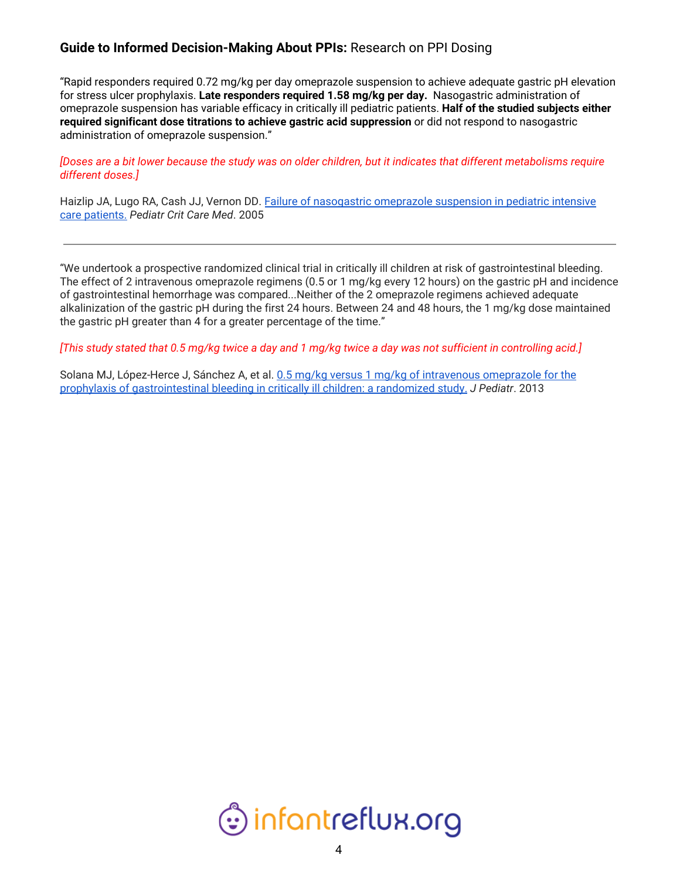**Guide to Informed Decision-Making About PPIs:** Research on PPI Dosing

"Rapid responders required 0.72 mg/kg per day omeprazole suspension to achieve adequate gastric pH elevation for stress ulcer prophylaxis. **Late responders required 1.58 mg/kg per day.** Nasogastric administration of omeprazole suspension has variable efficacy in critically ill pediatric patients. **Half of the studied subjects either required significant dose titrations to achieve gastric acid suppression** or did not respond to nasogastric administration of omeprazole suspension."

*[Doses are a bit lower because the study was on older children, but it indicates that different metabolisms require different doses.]*

Haizlip JA, Lugo RA, Cash JJ, Vernon DD. [Failure of nasogastric omeprazole suspension in pediatric intensive care patients.]() *Pediatr Crit Care Med*. 2005

---

"We undertook a prospective randomized clinical trial in critically ill children at risk of gastrointestinal bleeding. The effect of 2 intravenous omeprazole regimens (0.5 or 1 mg/kg every 12 hours) on the gastric pH and incidence of gastrointestinal hemorrhage was compared...Neither of the 2 omeprazole regimens achieved adequate alkalinization of the gastric pH during the first 24 hours. Between 24 and 48 hours, the 1 mg/kg dose maintained the gastric pH greater than 4 for a greater percentage of the time."

*[This study stated that 0.5 mg/kg twice a day and 1 mg/kg twice a day was not sufficient in controlling acid.]*

Solana MJ, López-Herce J, Sánchez A, et al. [0.5 mg/kg versus 1 mg/kg of intravenous omeprazole for the prophylaxis of gastrointestinal bleeding in critically ill children: a randomized study.]() *J Pediatr*. 2013

infantreflux.org